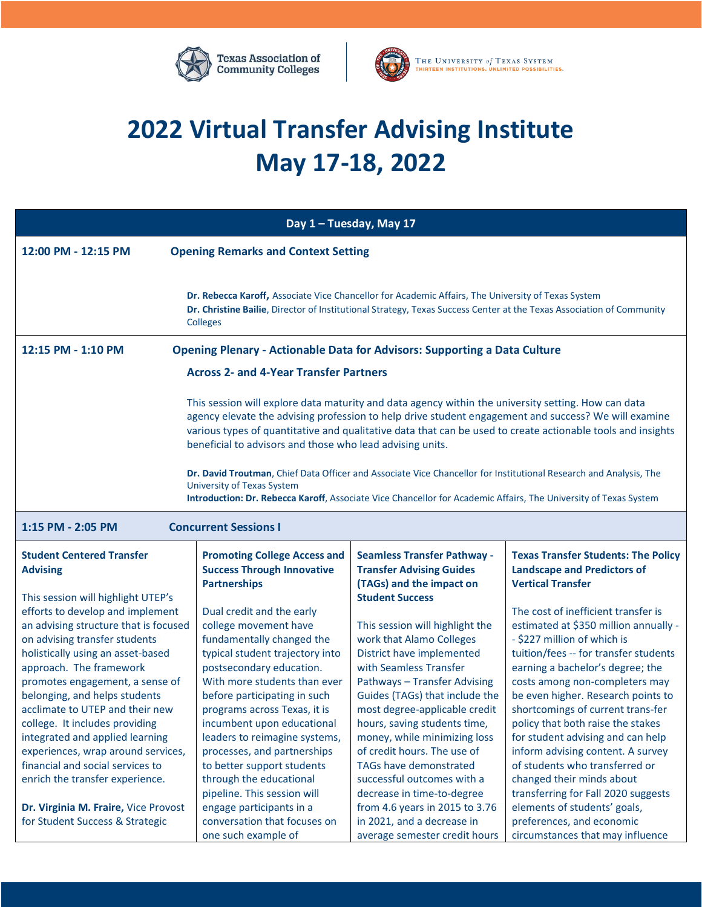Texas Association of Community Colleges | The University *of* Texas System — THIRTEEN INSTITUTIONS. UNLIMITED POSSIBILITIES.

# 2022 Virtual Transfer Advising Institute
# May 17-18, 2022

## Day 1 – Tuesday, May 17

**12:00 PM - 12:15 PM** — **Opening Remarks and Context Setting**

**Dr. Rebecca Karoff,** Associate Vice Chancellor for Academic Affairs, The University of Texas System
**Dr. Christine Bailie**, Director of Institutional Strategy, Texas Success Center at the Texas Association of Community Colleges

**12:15 PM - 1:10 PM** — **Opening Plenary - Actionable Data for Advisors: Supporting a Data Culture Across 2- and 4-Year Transfer Partners**

This session will explore data maturity and data agency within the university setting. How can data agency elevate the advising profession to help drive student engagement and success? We will examine various types of quantitative and qualitative data that can be used to create actionable tools and insights beneficial to advisors and those who lead advising units.

**Dr. David Troutman**, Chief Data Officer and Associate Vice Chancellor for Institutional Research and Analysis, The University of Texas System
**Introduction: Dr. Rebecca Karoff**, Associate Vice Chancellor for Academic Affairs, The University of Texas System

**1:15 PM - 2:05 PM** — **Concurrent Sessions I**

**Student Centered Transfer Advising**

This session will highlight UTEP's efforts to develop and implement an advising structure that is focused on advising transfer students holistically using an asset-based approach. The framework promotes engagement, a sense of belonging, and helps students acclimate to UTEP and their new college. It includes providing integrated and applied learning experiences, wrap around services, financial and social services to enrich the transfer experience.

**Dr. Virginia M. Fraire,** Vice Provost for Student Success & Strategic

**Promoting College Access and Success Through Innovative Partnerships**

Dual credit and the early college movement have fundamentally changed the typical student trajectory into postsecondary education. With more students than ever before participating in such programs across Texas, it is incumbent upon educational leaders to reimagine systems, processes, and partnerships to better support students through the educational pipeline. This session will engage participants in a conversation that focuses on one such example of

**Seamless Transfer Pathway - Transfer Advising Guides (TAGs) and the impact on Student Success**

This session will highlight the work that Alamo Colleges District have implemented with Seamless Transfer Pathways – Transfer Advising Guides (TAGs) that include the most degree-applicable credit hours, saving students time, money, while minimizing loss of credit hours. The use of TAGs have demonstrated successful outcomes with a decrease in time-to-degree from 4.6 years in 2015 to 3.76 in 2021, and a decrease in average semester credit hours

**Texas Transfer Students: The Policy Landscape and Predictors of Vertical Transfer**

The cost of inefficient transfer is estimated at $350 million annually -- $227 million of which is tuition/fees -- for transfer students earning a bachelor's degree; the costs among non-completers may be even higher. Research points to shortcomings of current trans-fer policy that both raise the stakes for student advising and can help inform advising content. A survey of students who transferred or changed their minds about transferring for Fall 2020 suggests elements of students' goals, preferences, and economic circumstances that may influence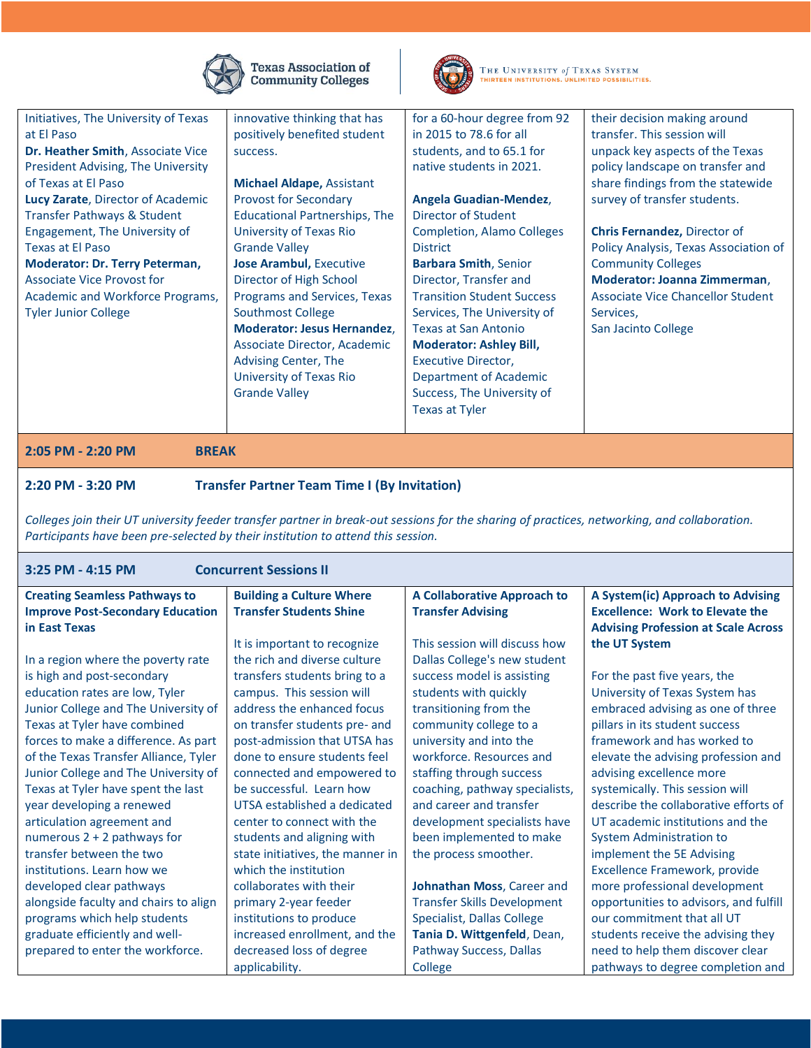| | | | |
|---|---|---|---|
| Initiatives, The University of Texas at El Paso<br>**Dr. Heather Smith**, Associate Vice President Advising, The University of Texas at El Paso<br>**Lucy Zarate**, Director of Academic Transfer Pathways & Student Engagement, The University of Texas at El Paso<br>**Moderator: Dr. Terry Peterman,** Associate Vice Provost for Academic and Workforce Programs, Tyler Junior College | innovative thinking that has positively benefited student success.<br><br>**Michael Aldape,** Assistant Provost for Secondary Educational Partnerships, The University of Texas Rio Grande Valley<br>**Jose Arambul,** Executive Director of High School Programs and Services, Texas Southmost College<br>**Moderator: Jesus Hernandez**, Associate Director, Academic Advising Center, The University of Texas Rio Grande Valley | for a 60-hour degree from 92 in 2015 to 78.6 for all students, and to 65.1 for native students in 2021.<br><br>**Angela Guadian-Mendez**, Director of Student Completion, Alamo Colleges District<br>**Barbara Smith**, Senior Director, Transfer and Transition Student Success Services, The University of Texas at San Antonio<br>**Moderator: Ashley Bill,** Executive Director, Department of Academic Success, The University of Texas at Tyler | their decision making around transfer. This session will unpack key aspects of the Texas policy landscape on transfer and share findings from the statewide survey of transfer students.<br><br>**Chris Fernandez,** Director of Policy Analysis, Texas Association of Community Colleges<br>**Moderator: Joanna Zimmerman**, Associate Vice Chancellor Student Services, San Jacinto College |

**2:05 PM - 2:20 PM** **BREAK**

**2:20 PM - 3:20 PM** **Transfer Partner Team Time I (By Invitation)**

*Colleges join their UT university feeder transfer partner in break-out sessions for the sharing of practices, networking, and collaboration. Participants have been pre-selected by their institution to attend this session.*

**3:25 PM - 4:15 PM** **Concurrent Sessions II**

| **Creating Seamless Pathways to Improve Post-Secondary Education in East Texas** | **Building a Culture Where Transfer Students Shine** | **A Collaborative Approach to Transfer Advising** | **A System(ic) Approach to Advising Excellence: Work to Elevate the Advising Profession at Scale Across the UT System** |
|---|---|---|---|
| In a region where the poverty rate is high and post-secondary education rates are low, Tyler Junior College and The University of Texas at Tyler have combined forces to make a difference. As part of the Texas Transfer Alliance, Tyler Junior College and The University of Texas at Tyler have spent the last year developing a renewed articulation agreement and numerous 2 + 2 pathways for transfer between the two institutions. Learn how we developed clear pathways alongside faculty and chairs to align programs which help students graduate efficiently and well-prepared to enter the workforce. | It is important to recognize the rich and diverse culture transfers students bring to a campus. This session will address the enhanced focus on transfer students pre- and post-admission that UTSA has done to ensure students feel connected and empowered to be successful. Learn how UTSA established a dedicated center to connect with the students and aligning with state initiatives, the manner in which the institution collaborates with their primary 2-year feeder institutions to produce increased enrollment, and the decreased loss of degree applicability. | This session will discuss how Dallas College's new student success model is assisting students with quickly transitioning from the community college to a university and into the workforce. Resources and staffing through success coaching, pathway specialists, and career and transfer development specialists have been implemented to make the process smoother.<br><br>**Johnathan Moss**, Career and Transfer Skills Development Specialist, Dallas College<br>**Tania D. Wittgenfeld**, Dean, Pathway Success, Dallas College | For the past five years, the University of Texas System has embraced advising as one of three pillars in its student success framework and has worked to elevate the advising profession and advising excellence more systemically. This session will describe the collaborative efforts of UT academic institutions and the System Administration to implement the 5E Advising Excellence Framework, provide more professional development opportunities to advisors, and fulfill our commitment that all UT students receive the advising they need to help them discover clear pathways to degree completion and |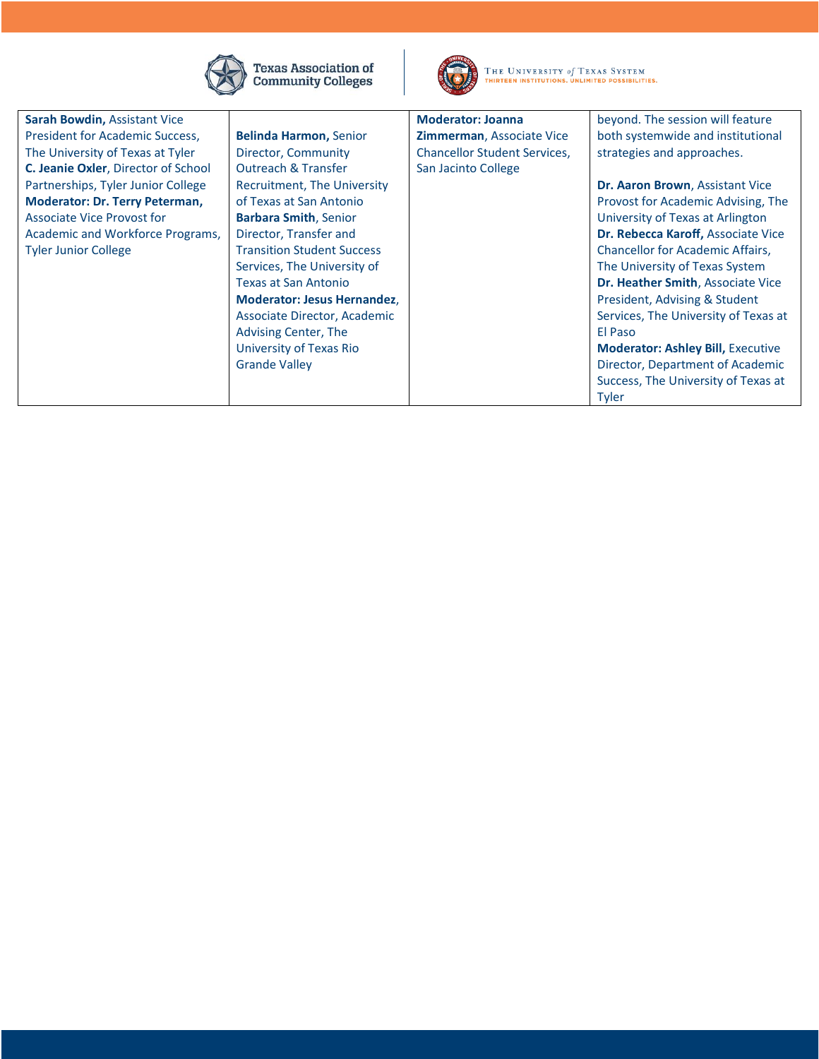| | | | |
|---|---|---|---|
| **Sarah Bowdin,** Assistant Vice President for Academic Success, The University of Texas at Tyler<br>**C. Jeanie Oxler**, Director of School Partnerships, Tyler Junior College<br>**Moderator: Dr. Terry Peterman,** Associate Vice Provost for Academic and Workforce Programs, Tyler Junior College | **Belinda Harmon**, Senior Director, Community Outreach & Transfer Recruitment, The University of Texas at San Antonio<br>**Barbara Smith**, Senior Director, Transfer and Transition Student Success Services, The University of Texas at San Antonio<br>**Moderator: Jesus Hernandez**, Associate Director, Academic Advising Center, The University of Texas Rio Grande Valley | **Moderator: Joanna Zimmerman**, Associate Vice Chancellor Student Services, San Jacinto College | beyond. The session will feature both systemwide and institutional strategies and approaches.<br><br>**Dr. Aaron Brown**, Assistant Vice Provost for Academic Advising, The University of Texas at Arlington<br>**Dr. Rebecca Karoff,** Associate Vice Chancellor for Academic Affairs, The University of Texas System<br>**Dr. Heather Smith**, Associate Vice President, Advising & Student Services, The University of Texas at El Paso<br>**Moderator: Ashley Bill,** Executive Director, Department of Academic Success, The University of Texas at Tyler |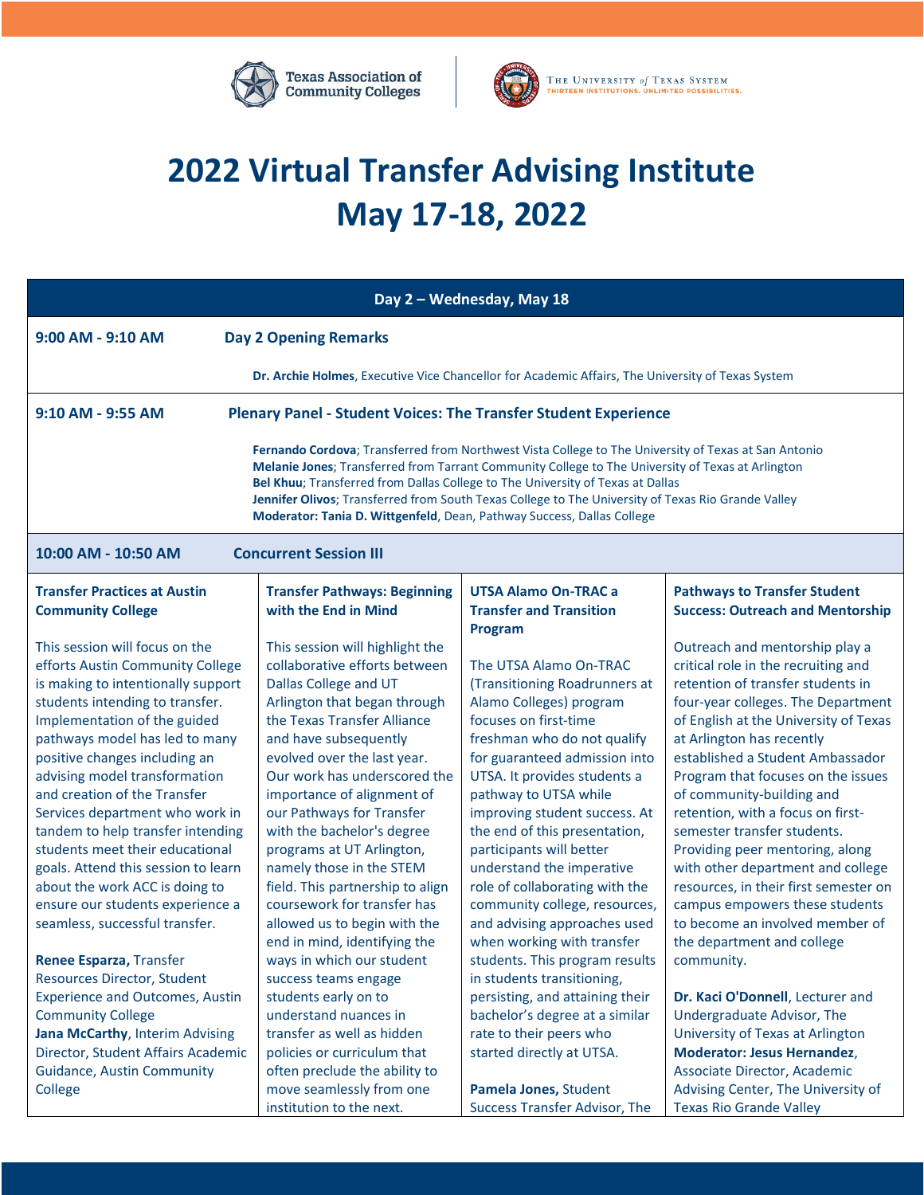Texas Association of Community Colleges | The University of Texas System — Thirteen Institutions. Unlimited Possibilities.

# 2022 Virtual Transfer Advising Institute
# May 17-18, 2022

## Day 2 – Wednesday, May 18

**9:00 AM - 9:10 AM** — **Day 2 Opening Remarks**

**Dr. Archie Holmes**, Executive Vice Chancellor for Academic Affairs, The University of Texas System

**9:10 AM - 9:55 AM** — **Plenary Panel - Student Voices: The Transfer Student Experience**

**Fernando Cordova**; Transferred from Northwest Vista College to The University of Texas at San Antonio
**Melanie Jones**; Transferred from Tarrant Community College to The University of Texas at Arlington
**Bel Khuu**; Transferred from Dallas College to The University of Texas at Dallas
**Jennifer Olivos**; Transferred from South Texas College to The University of Texas Rio Grande Valley
**Moderator: Tania D. Wittgenfeld**, Dean, Pathway Success, Dallas College

**10:00 AM - 10:50 AM** — **Concurrent Session III**

### Transfer Practices at Austin Community College

This session will focus on the efforts Austin Community College is making to intentionally support students intending to transfer. Implementation of the guided pathways model has led to many positive changes including an advising model transformation and creation of the Transfer Services department who work in tandem to help transfer intending students meet their educational goals. Attend this session to learn about the work ACC is doing to ensure our students experience a seamless, successful transfer.

**Renee Esparza,** Transfer Resources Director, Student Experience and Outcomes, Austin Community College
**Jana McCarthy**, Interim Advising Director, Student Affairs Academic Guidance, Austin Community College

### Transfer Pathways: Beginning with the End in Mind

This session will highlight the collaborative efforts between Dallas College and UT Arlington that began through the Texas Transfer Alliance and have subsequently evolved over the last year. Our work has underscored the importance of alignment of our Pathways for Transfer with the bachelor's degree programs at UT Arlington, namely those in the STEM field. This partnership to align coursework for transfer has allowed us to begin with the end in mind, identifying the ways in which our student success teams engage students early on to understand nuances in transfer as well as hidden policies or curriculum that often preclude the ability to move seamlessly from one institution to the next.

### UTSA Alamo On-TRAC a Transfer and Transition Program

The UTSA Alamo On-TRAC (Transitioning Roadrunners at Alamo Colleges) program focuses on first-time freshman who do not qualify for guaranteed admission into UTSA. It provides students a pathway to UTSA while improving student success. At the end of this presentation, participants will better understand the imperative role of collaborating with the community college, resources, and advising approaches used when working with transfer students. This program results in students transitioning, persisting, and attaining their bachelor's degree at a similar rate to their peers who started directly at UTSA.

**Pamela Jones,** Student Success Transfer Advisor, The

### Pathways to Transfer Student Success: Outreach and Mentorship

Outreach and mentorship play a critical role in the recruiting and retention of transfer students in four-year colleges. The Department of English at the University of Texas at Arlington has recently established a Student Ambassador Program that focuses on the issues of community-building and retention, with a focus on first-semester transfer students. Providing peer mentoring, along with other department and college resources, in their first semester on campus empowers these students to become an involved member of the department and college community.

**Dr. Kaci O'Donnell**, Lecturer and Undergraduate Advisor, The University of Texas at Arlington
**Moderator: Jesus Hernandez**, Associate Director, Academic Advising Center, The University of Texas Rio Grande Valley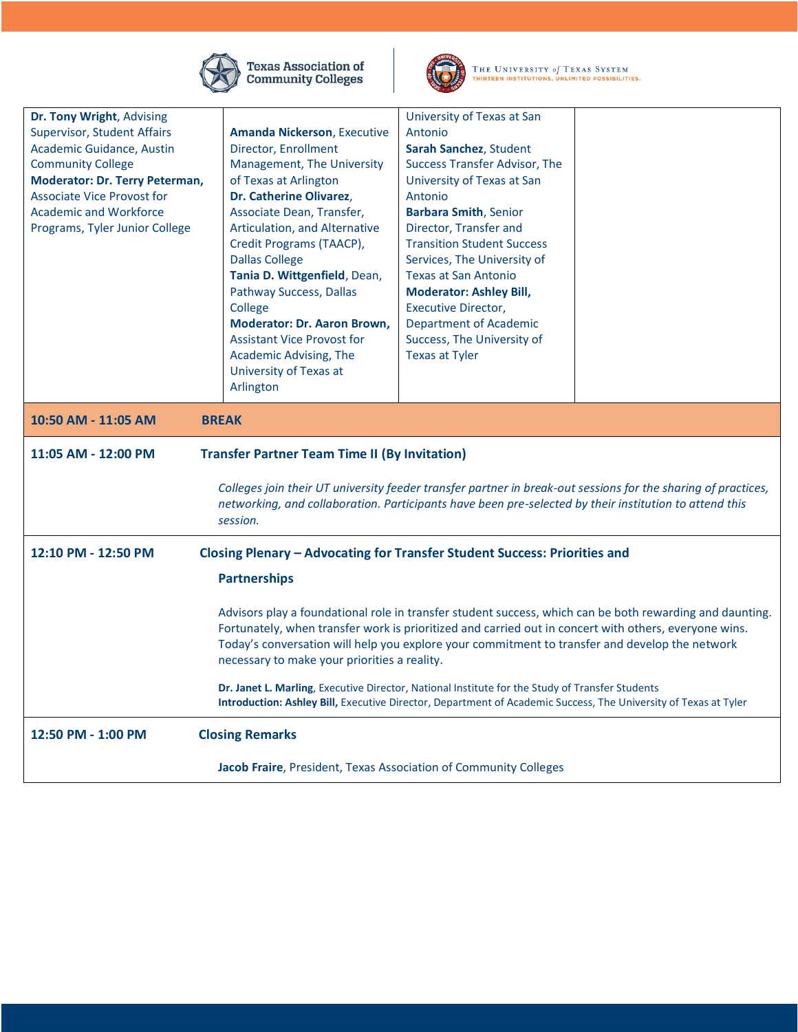| | | | |
|---|---|---|---|
| **Dr. Tony Wright**, Advising Supervisor, Student Affairs Academic Guidance, Austin Community College<br>**Moderator: Dr. Terry Peterman,** Associate Vice Provost for Academic and Workforce Programs, Tyler Junior College | **Amanda Nickerson**, Executive Director, Enrollment Management, The University of Texas at Arlington<br>**Dr. Catherine Olivarez**, Associate Dean, Transfer, Articulation, and Alternative Credit Programs (TAACP), Dallas College<br>**Tania D. Wittgenfield**, Dean, Pathway Success, Dallas College<br>**Moderator: Dr. Aaron Brown,** Assistant Vice Provost for Academic Advising, The University of Texas at Arlington | University of Texas at San Antonio<br>**Sarah Sanchez**, Student Success Transfer Advisor, The University of Texas at San Antonio<br>**Barbara Smith**, Senior Director, Transfer and Transition Student Success Services, The University of Texas at San Antonio<br>**Moderator: Ashley Bill,** Executive Director, Department of Academic Success, The University of Texas at Tyler | |

**10:50 AM - 11:05 AM — BREAK**

**11:05 AM - 12:00 PM — Transfer Partner Team Time II (By Invitation)**

*Colleges join their UT university feeder transfer partner in break-out sessions for the sharing of practices, networking, and collaboration. Participants have been pre-selected by their institution to attend this session.*

**12:10 PM - 12:50 PM — Closing Plenary – Advocating for Transfer Student Success: Priorities and Partnerships**

Advisors play a foundational role in transfer student success, which can be both rewarding and daunting. Fortunately, when transfer work is prioritized and carried out in concert with others, everyone wins. Today's conversation will help you explore your commitment to transfer and develop the network necessary to make your priorities a reality.

**Dr. Janet L. Marling**, Executive Director, National Institute for the Study of Transfer Students
**Introduction: Ashley Bill,** Executive Director, Department of Academic Success, The University of Texas at Tyler

**12:50 PM - 1:00 PM — Closing Remarks**

**Jacob Fraire**, President, Texas Association of Community Colleges